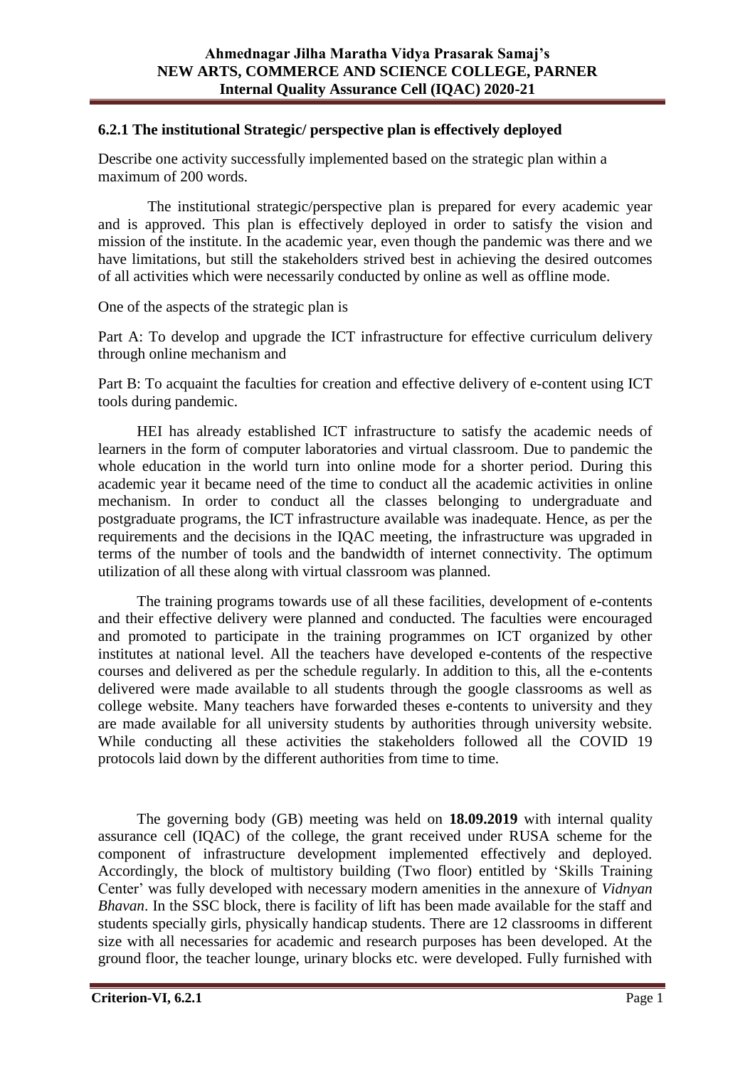**Ahmednagar Jilha Maratha Vidya Prasarak Samaj's**
**NEW ARTS, COMMERCE AND SCIENCE COLLEGE, PARNER**
**Internal Quality Assurance Cell (IQAC) 2020-21**

## 6.2.1 The institutional Strategic/ perspective plan is effectively deployed

Describe one activity successfully implemented based on the strategic plan within a maximum of 200 words.

The institutional strategic/perspective plan is prepared for every academic year and is approved. This plan is effectively deployed in order to satisfy the vision and mission of the institute. In the academic year, even though the pandemic was there and we have limitations, but still the stakeholders strived best in achieving the desired outcomes of all activities which were necessarily conducted by online as well as offline mode.

One of the aspects of the strategic plan is

Part A: To develop and upgrade the ICT infrastructure for effective curriculum delivery through online mechanism and

Part B: To acquaint the faculties for creation and effective delivery of e-content using ICT tools during pandemic.

HEI has already established ICT infrastructure to satisfy the academic needs of learners in the form of computer laboratories and virtual classroom. Due to pandemic the whole education in the world turn into online mode for a shorter period. During this academic year it became need of the time to conduct all the academic activities in online mechanism. In order to conduct all the classes belonging to undergraduate and postgraduate programs, the ICT infrastructure available was inadequate. Hence, as per the requirements and the decisions in the IQAC meeting, the infrastructure was upgraded in terms of the number of tools and the bandwidth of internet connectivity. The optimum utilization of all these along with virtual classroom was planned.

The training programs towards use of all these facilities, development of e-contents and their effective delivery were planned and conducted. The faculties were encouraged and promoted to participate in the training programmes on ICT organized by other institutes at national level. All the teachers have developed e-contents of the respective courses and delivered as per the schedule regularly. In addition to this, all the e-contents delivered were made available to all students through the google classrooms as well as college website. Many teachers have forwarded theses e-contents to university and they are made available for all university students by authorities through university website. While conducting all these activities the stakeholders followed all the COVID 19 protocols laid down by the different authorities from time to time.

The governing body (GB) meeting was held on **18.09.2019** with internal quality assurance cell (IQAC) of the college, the grant received under RUSA scheme for the component of infrastructure development implemented effectively and deployed. Accordingly, the block of multistory building (Two floor) entitled by 'Skills Training Center' was fully developed with necessary modern amenities in the annexure of *Vidnyan Bhavan*. In the SSC block, there is facility of lift has been made available for the staff and students specially girls, physically handicap students. There are 12 classrooms in different size with all necessaries for academic and research purposes has been developed. At the ground floor, the teacher lounge, urinary blocks etc. were developed. Fully furnished with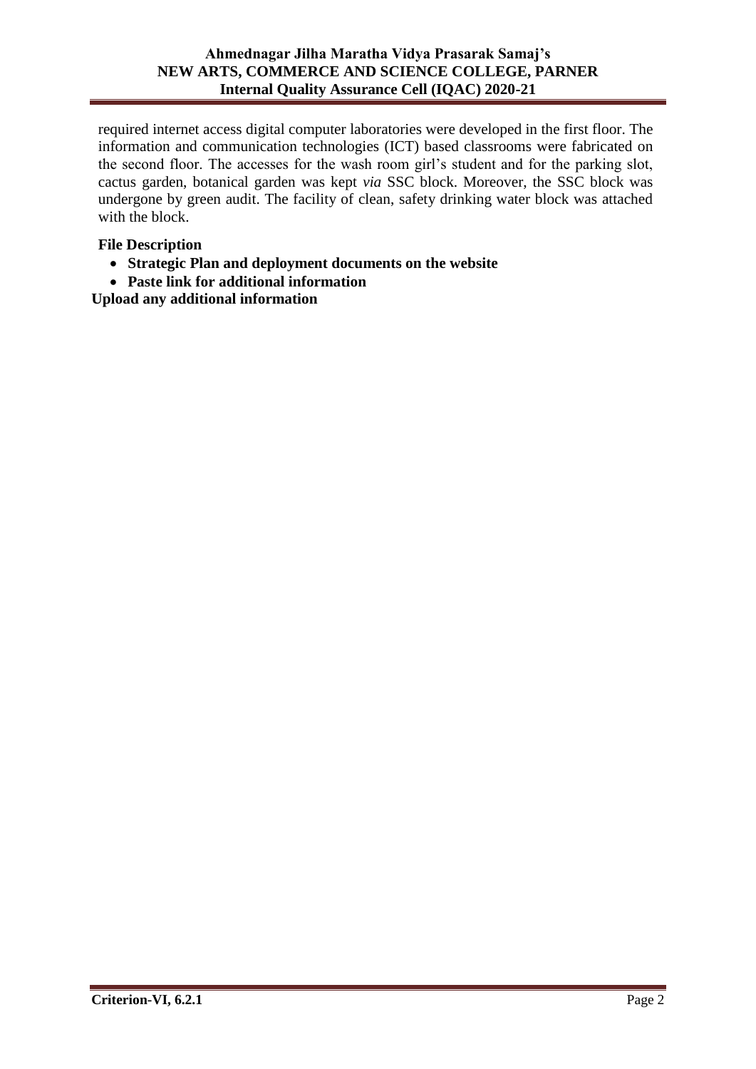required internet access digital computer laboratories were developed in the first floor. The information and communication technologies (ICT) based classrooms were fabricated on the second floor. The accesses for the wash room girl's student and for the parking slot, cactus garden, botanical garden was kept *via* SSC block. Moreover, the SSC block was undergone by green audit. The facility of clean, safety drinking water block was attached with the block.

**File Description**

- **Strategic Plan and deployment documents on the website**
- **Paste link for additional information**

**Upload any additional information**